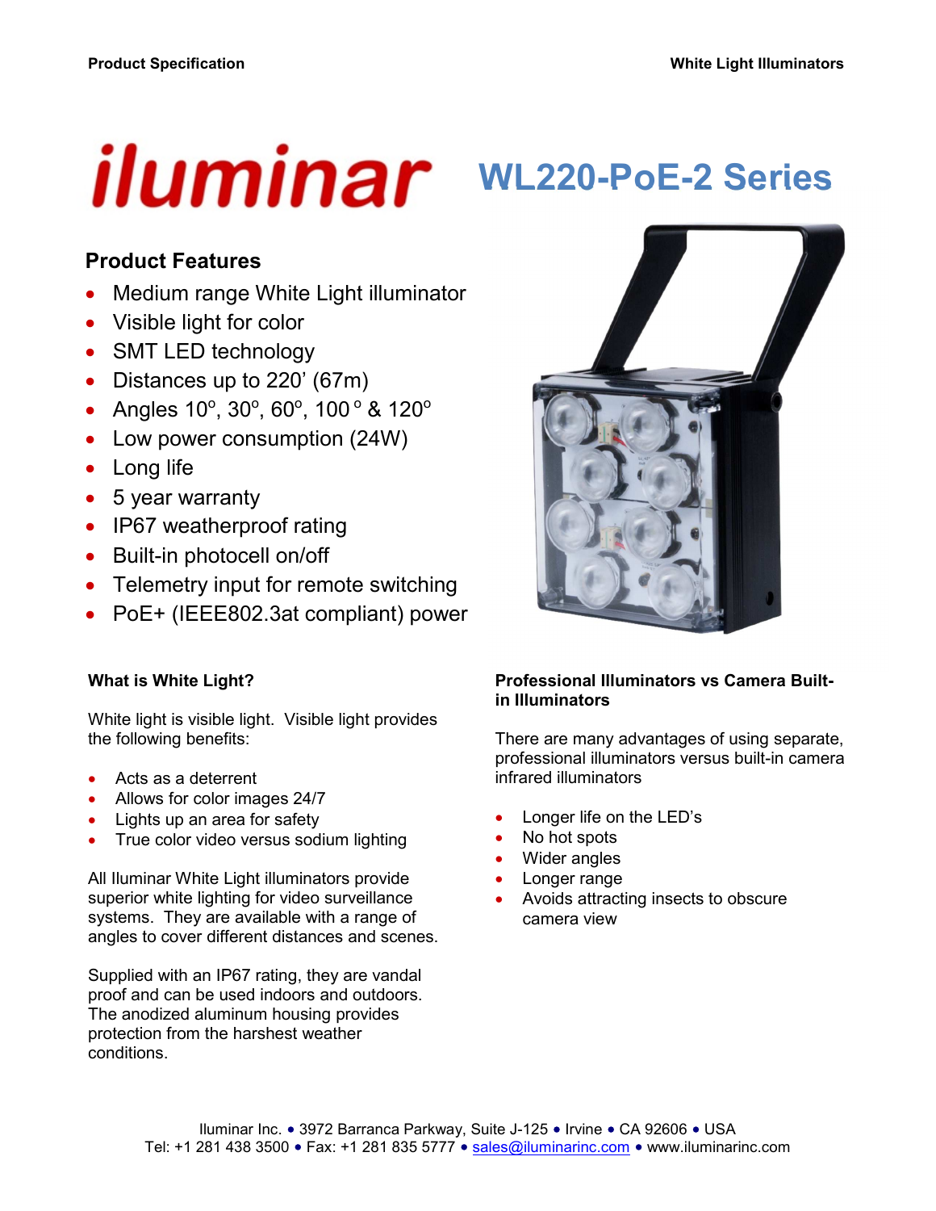# iluminar WL220-PoE-2 Series

## Product Features

- Medium range White Light illuminator
- Visible light for color
- SMT LED technology
- Distances up to 220' (67m)
- Angles 10°, 30°, 60°, 100° & 120°
- Low power consumption (24W)
- Long life
- 5 year warranty
- IP67 weatherproof rating
- Built-in photocell on/off
- Telemetry input for remote switching
- PoE+ (IEEE802.3at compliant) power

### What is White Light?

White light is visible light. Visible light provides the following benefits:

- Acts as a deterrent
- Allows for color images 24/7
- Lights up an area for safety
- True color video versus sodium lighting

All Iluminar White Light illuminators provide superior white lighting for video surveillance systems. They are available with a range of angles to cover different distances and scenes.

Supplied with an IP67 rating, they are vandal proof and can be used indoors and outdoors. The anodized aluminum housing provides protection from the harshest weather conditions.

### Professional Illuminators vs Camera Built-in Illuminators

There are many advantages of using separate, professional illuminators versus built-in camera infrared illuminators

- Longer life on the LED's
- No hot spots
- Wider angles
- Longer range
- Avoids attracting insects to obscure camera view

Iluminar Inc. • 3972 Barranca Parkway, Suite J-125 • Irvine • CA 92606 • USA
Tel: +1 281 438 3500 • Fax: +1 281 835 5777 • sales@iluminarinc.com • www.iluminarinc.com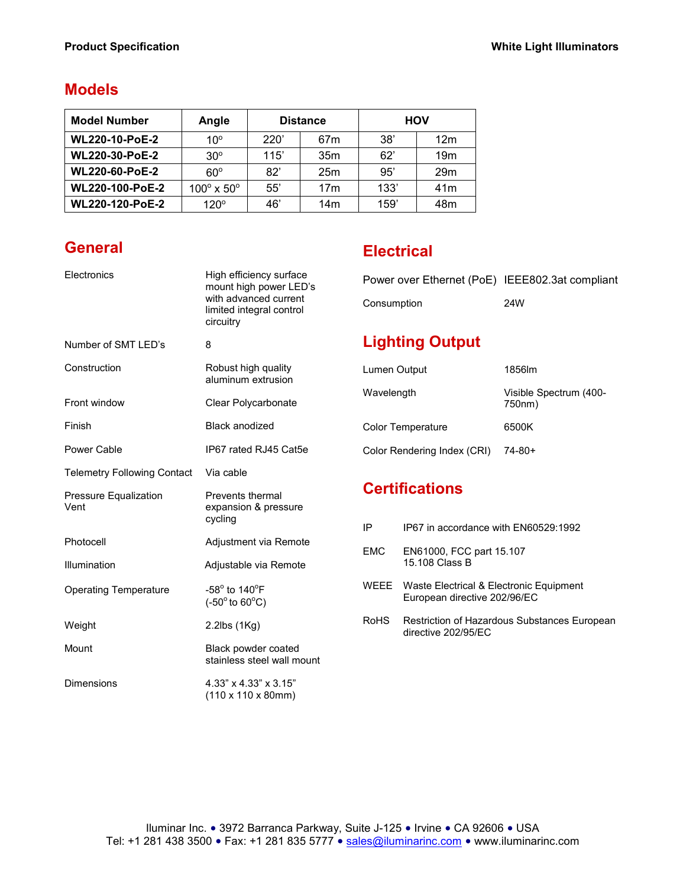## Models

| Model Number | Angle | Distance | | HOV | |
|---|---|---|---|---|---|
| **WL220-10-PoE-2** | 10° | 220’ | 67m | 38’ | 12m |
| **WL220-30-PoE-2** | 30° | 115’ | 35m | 62’ | 19m |
| **WL220-60-PoE-2** | 60° | 82’ | 25m | 95’ | 29m |
| **WL220-100-PoE-2** | 100° x 50° | 55’ | 17m | 133’ | 41m |
| **WL220-120-PoE-2** | 120° | 46’ | 14m | 159’ | 48m |

## General

| | |
|---|---|
| Electronics | High efficiency surface mount high power LED’s with advanced current limited integral control circuitry |
| Number of SMT LED’s | 8 |
| Construction | Robust high quality aluminum extrusion |
| Front window | Clear Polycarbonate |
| Finish | Black anodized |
| Power Cable | IP67 rated RJ45 Cat5e |
| Telemetry Following Contact | Via cable |
| Pressure Equalization Vent | Prevents thermal expansion & pressure cycling |
| Photocell | Adjustment via Remote |
| Illumination | Adjustable via Remote |
| Operating Temperature | -58° to 140°F (-50° to 60°C) |
| Weight | 2.2lbs (1Kg) |
| Mount | Black powder coated stainless steel wall mount |
| Dimensions | 4.33” x 4.33” x 3.15” (110 x 110 x 80mm) |

## Electrical

| | |
|---|---|
| Power over Ethernet (PoE) | IEEE802.3at compliant |
| Consumption | 24W |

## Lighting Output

| | |
|---|---|
| Lumen Output | 1856lm |
| Wavelength | Visible Spectrum (400-750nm) |
| Color Temperature | 6500K |
| Color Rendering Index (CRI) | 74-80+ |

## Certifications

| | |
|---|---|
| IP | IP67 in accordance with EN60529:1992 |
| EMC | EN61000, FCC part 15.107 15.108 Class B |
| WEEE | Waste Electrical & Electronic Equipment European directive 202/96/EC |
| RoHS | Restriction of Hazardous Substances European directive 202/95/EC |

Iluminar Inc. • 3972 Barranca Parkway, Suite J-125 • Irvine • CA 92606 • USA
Tel: +1 281 438 3500 • Fax: +1 281 835 5777 • sales@iluminarinc.com • www.iluminarinc.com